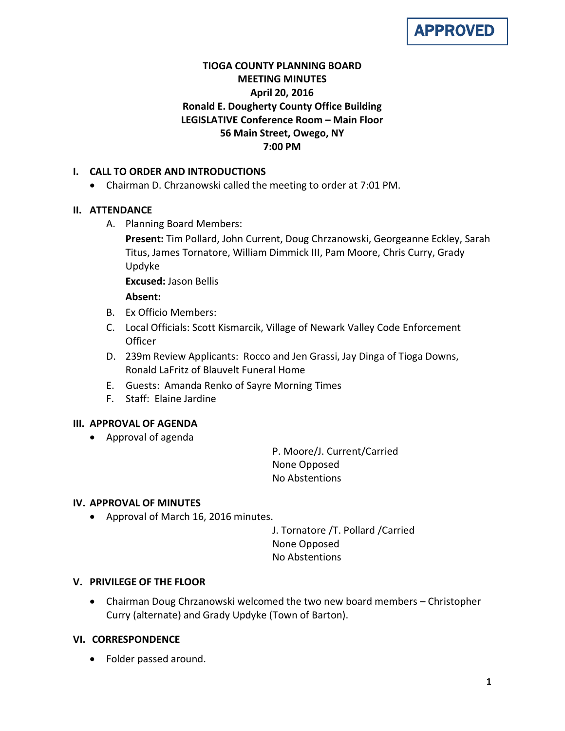**APPROVED**

# TIOGA COUNTY PLANNING BOARD
## MEETING MINUTES
**April 20, 2016**
**Ronald E. Dougherty County Office Building**
**LEGISLATIVE Conference Room – Main Floor**
**56 Main Street, Owego, NY**
**7:00 PM**

### I. CALL TO ORDER AND INTRODUCTIONS

- Chairman D. Chrzanowski called the meeting to order at 7:01 PM.

### II. ATTENDANCE

A. Planning Board Members:

**Present:** Tim Pollard, John Current, Doug Chrzanowski, Georgeanne Eckley, Sarah Titus, James Tornatore, William Dimmick III, Pam Moore, Chris Curry, Grady Updyke

**Excused:** Jason Bellis

**Absent:**

B. Ex Officio Members:

C. Local Officials: Scott Kismarcik, Village of Newark Valley Code Enforcement Officer

D. 239m Review Applicants: Rocco and Jen Grassi, Jay Dinga of Tioga Downs, Ronald LaFritz of Blauvelt Funeral Home

E. Guests: Amanda Renko of Sayre Morning Times

F. Staff: Elaine Jardine

### III. APPROVAL OF AGENDA

- Approval of agenda

P. Moore/J. Current/Carried
None Opposed
No Abstentions

### IV. APPROVAL OF MINUTES

- Approval of March 16, 2016 minutes.

J. Tornatore /T. Pollard /Carried
None Opposed
No Abstentions

### V. PRIVILEGE OF THE FLOOR

- Chairman Doug Chrzanowski welcomed the two new board members – Christopher Curry (alternate) and Grady Updyke (Town of Barton).

### VI. CORRESPONDENCE

- Folder passed around.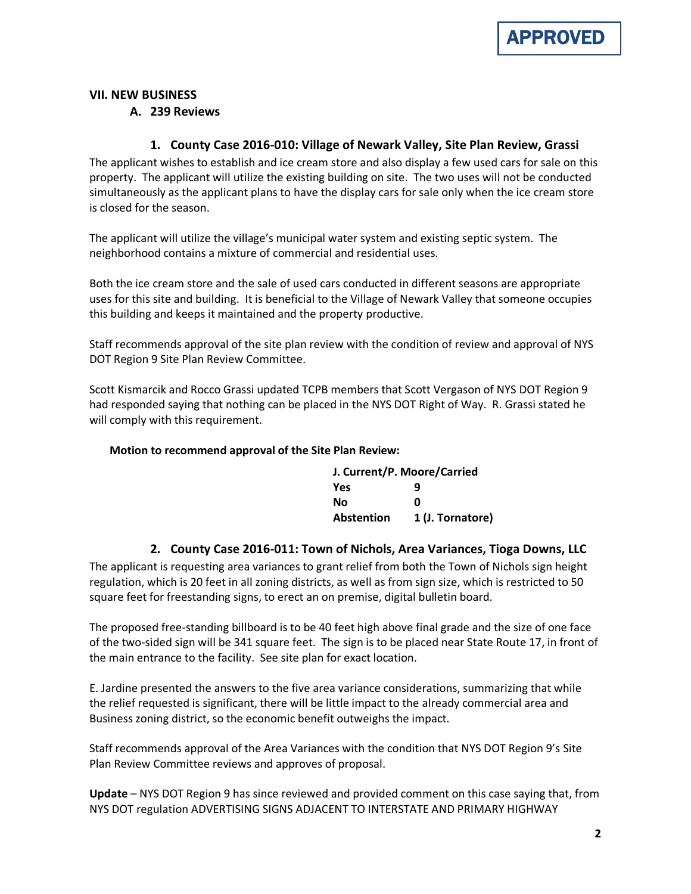**APPROVED**

## VII. NEW BUSINESS

### A. 239 Reviews

#### 1. County Case 2016-010: Village of Newark Valley, Site Plan Review, Grassi

The applicant wishes to establish and ice cream store and also display a few used cars for sale on this property. The applicant will utilize the existing building on site. The two uses will not be conducted simultaneously as the applicant plans to have the display cars for sale only when the ice cream store is closed for the season.

The applicant will utilize the village's municipal water system and existing septic system. The neighborhood contains a mixture of commercial and residential uses.

Both the ice cream store and the sale of used cars conducted in different seasons are appropriate uses for this site and building. It is beneficial to the Village of Newark Valley that someone occupies this building and keeps it maintained and the property productive.

Staff recommends approval of the site plan review with the condition of review and approval of NYS DOT Region 9 Site Plan Review Committee.

Scott Kismarcik and Rocco Grassi updated TCPB members that Scott Vergason of NYS DOT Region 9 had responded saying that nothing can be placed in the NYS DOT Right of Way. R. Grassi stated he will comply with this requirement.

**Motion to recommend approval of the Site Plan Review:**

| **J. Current/P. Moore/Carried** | |
|---|---|
| **Yes** | **9** |
| **No** | **0** |
| **Abstention** | **1 (J. Tornatore)** |

#### 2. County Case 2016-011: Town of Nichols, Area Variances, Tioga Downs, LLC

The applicant is requesting area variances to grant relief from both the Town of Nichols sign height regulation, which is 20 feet in all zoning districts, as well as from sign size, which is restricted to 50 square feet for freestanding signs, to erect an on premise, digital bulletin board.

The proposed free-standing billboard is to be 40 feet high above final grade and the size of one face of the two-sided sign will be 341 square feet. The sign is to be placed near State Route 17, in front of the main entrance to the facility. See site plan for exact location.

E. Jardine presented the answers to the five area variance considerations, summarizing that while the relief requested is significant, there will be little impact to the already commercial area and Business zoning district, so the economic benefit outweighs the impact.

Staff recommends approval of the Area Variances with the condition that NYS DOT Region 9's Site Plan Review Committee reviews and approves of proposal.

**Update** – NYS DOT Region 9 has since reviewed and provided comment on this case saying that, from NYS DOT regulation ADVERTISING SIGNS ADJACENT TO INTERSTATE AND PRIMARY HIGHWAY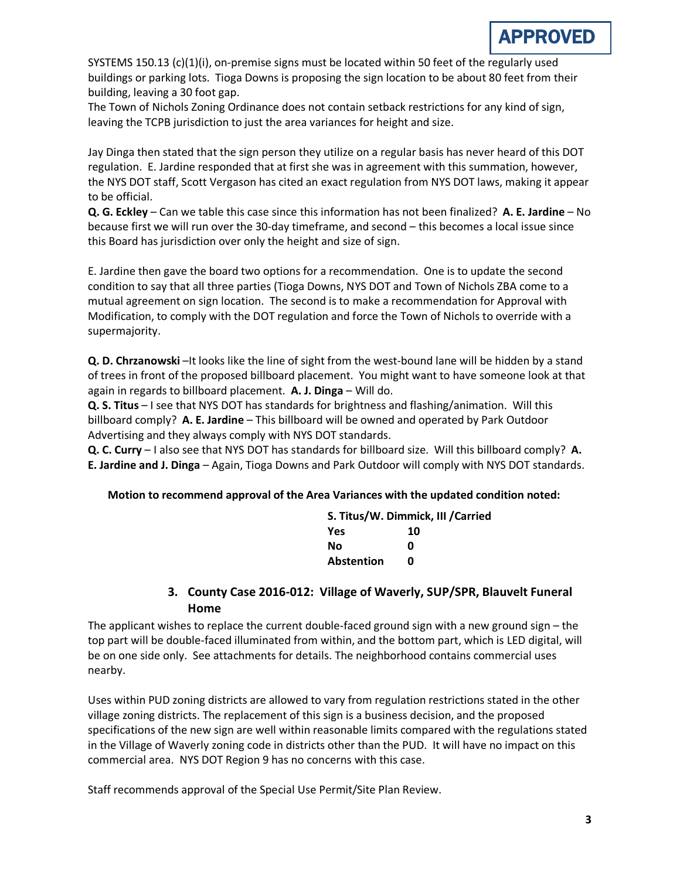**APPROVED**

SYSTEMS 150.13 (c)(1)(i), on-premise signs must be located within 50 feet of the regularly used buildings or parking lots. Tioga Downs is proposing the sign location to be about 80 feet from their building, leaving a 30 foot gap.
The Town of Nichols Zoning Ordinance does not contain setback restrictions for any kind of sign, leaving the TCPB jurisdiction to just the area variances for height and size.

Jay Dinga then stated that the sign person they utilize on a regular basis has never heard of this DOT regulation. E. Jardine responded that at first she was in agreement with this summation, however, the NYS DOT staff, Scott Vergason has cited an exact regulation from NYS DOT laws, making it appear to be official.
**Q. G. Eckley** – Can we table this case since this information has not been finalized? **A. E. Jardine** – No because first we will run over the 30-day timeframe, and second – this becomes a local issue since this Board has jurisdiction over only the height and size of sign.

E. Jardine then gave the board two options for a recommendation. One is to update the second condition to say that all three parties (Tioga Downs, NYS DOT and Town of Nichols ZBA come to a mutual agreement on sign location. The second is to make a recommendation for Approval with Modification, to comply with the DOT regulation and force the Town of Nichols to override with a supermajority.

**Q. D. Chrzanowski** –It looks like the line of sight from the west-bound lane will be hidden by a stand of trees in front of the proposed billboard placement. You might want to have someone look at that again in regards to billboard placement. **A. J. Dinga** – Will do.
**Q. S. Titus** – I see that NYS DOT has standards for brightness and flashing/animation. Will this billboard comply? **A. E. Jardine** – This billboard will be owned and operated by Park Outdoor Advertising and they always comply with NYS DOT standards.
**Q. C. Curry** – I also see that NYS DOT has standards for billboard size. Will this billboard comply? **A. E. Jardine and J. Dinga** – Again, Tioga Downs and Park Outdoor will comply with NYS DOT standards.

**Motion to recommend approval of the Area Variances with the updated condition noted:**

**S. Titus/W. Dimmick, III /Carried**

| | |
|---|---|
| **Yes** | **10** |
| **No** | **0** |
| **Abstention** | **0** |

### 3. County Case 2016-012: Village of Waverly, SUP/SPR, Blauvelt Funeral Home

The applicant wishes to replace the current double-faced ground sign with a new ground sign – the top part will be double-faced illuminated from within, and the bottom part, which is LED digital, will be on one side only. See attachments for details. The neighborhood contains commercial uses nearby.

Uses within PUD zoning districts are allowed to vary from regulation restrictions stated in the other village zoning districts. The replacement of this sign is a business decision, and the proposed specifications of the new sign are well within reasonable limits compared with the regulations stated in the Village of Waverly zoning code in districts other than the PUD. It will have no impact on this commercial area. NYS DOT Region 9 has no concerns with this case.

Staff recommends approval of the Special Use Permit/Site Plan Review.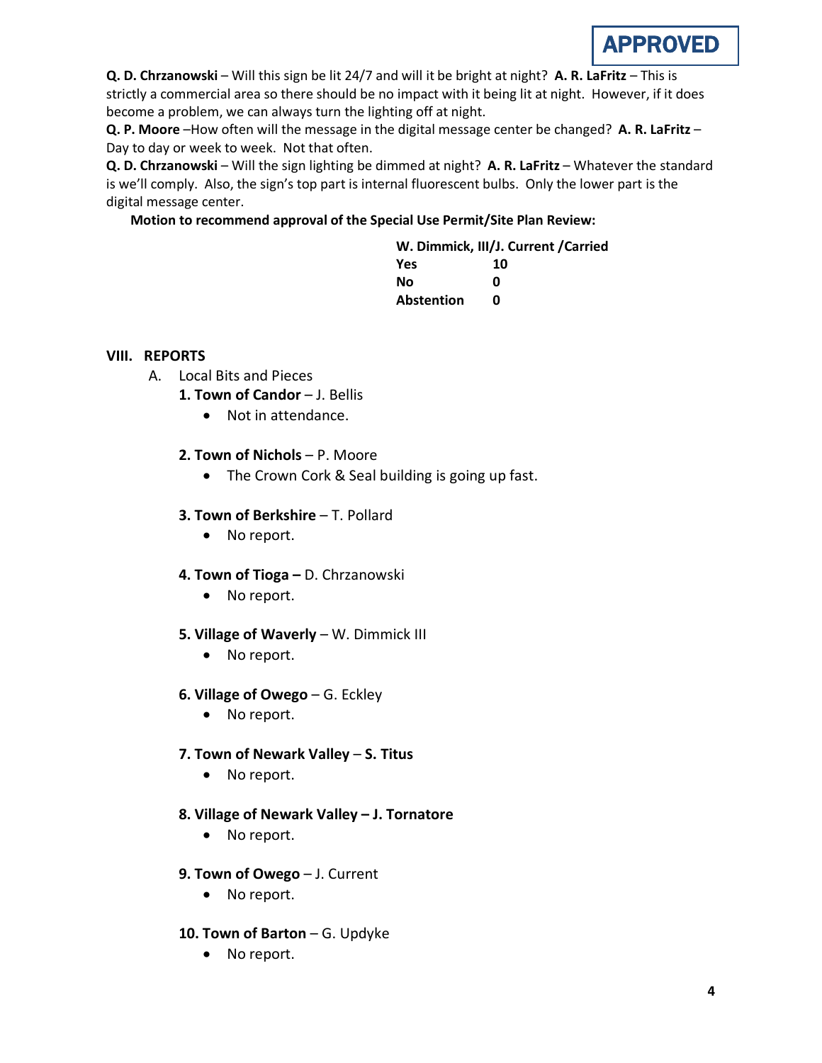APPROVED

**Q. D. Chrzanowski** – Will this sign be lit 24/7 and will it be bright at night? **A. R. LaFritz** – This is strictly a commercial area so there should be no impact with it being lit at night. However, if it does become a problem, we can always turn the lighting off at night.

**Q. P. Moore** –How often will the message in the digital message center be changed? **A. R. LaFritz** – Day to day or week to week. Not that often.

**Q. D. Chrzanowski** – Will the sign lighting be dimmed at night? **A. R. LaFritz** – Whatever the standard is we'll comply. Also, the sign's top part is internal fluorescent bulbs. Only the lower part is the digital message center.

**Motion to recommend approval of the Special Use Permit/Site Plan Review:**

**W. Dimmick, III/J. Current /Carried**

| | |
|---|---|
| **Yes** | **10** |
| **No** | **0** |
| **Abstention** | **0** |

## VIII. REPORTS

A. Local Bits and Pieces

**1. Town of Candor** – J. Bellis
- Not in attendance.

**2. Town of Nichols** – P. Moore
- The Crown Cork & Seal building is going up fast.

**3. Town of Berkshire** – T. Pollard
- No report.

**4. Town of Tioga –** D. Chrzanowski
- No report.

**5. Village of Waverly** – W. Dimmick III
- No report.

**6. Village of Owego** – G. Eckley
- No report.

**7. Town of Newark Valley** – **S. Titus**
- No report.

**8. Village of Newark Valley – J. Tornatore**
- No report.

**9. Town of Owego** – J. Current
- No report.

**10. Town of Barton** – G. Updyke
- No report.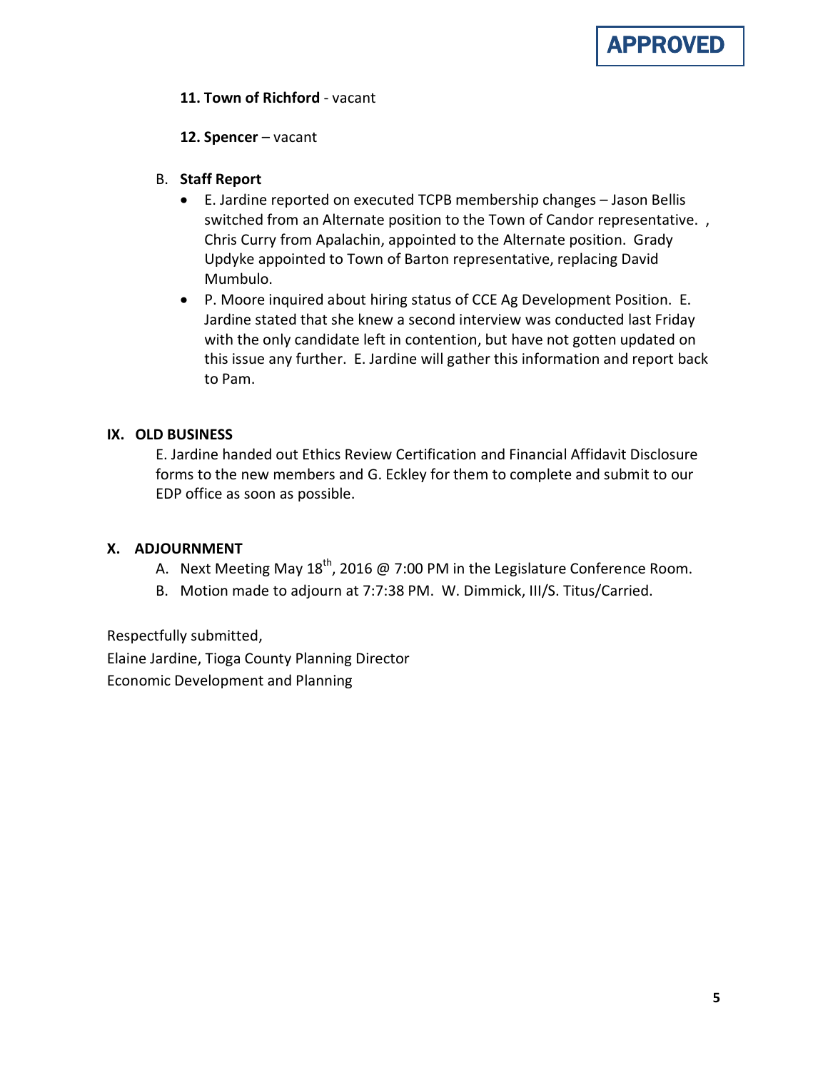**APPROVED**

**11. Town of Richford** - vacant

**12. Spencer** – vacant

B. **Staff Report**

- E. Jardine reported on executed TCPB membership changes – Jason Bellis switched from an Alternate position to the Town of Candor representative. , Chris Curry from Apalachin, appointed to the Alternate position. Grady Updyke appointed to Town of Barton representative, replacing David Mumbulo.
- P. Moore inquired about hiring status of CCE Ag Development Position. E. Jardine stated that she knew a second interview was conducted last Friday with the only candidate left in contention, but have not gotten updated on this issue any further. E. Jardine will gather this information and report back to Pam.

## IX. OLD BUSINESS

E. Jardine handed out Ethics Review Certification and Financial Affidavit Disclosure forms to the new members and G. Eckley for them to complete and submit to our EDP office as soon as possible.

## X. ADJOURNMENT

A. Next Meeting May 18th, 2016 @ 7:00 PM in the Legislature Conference Room.

B. Motion made to adjourn at 7:7:38 PM. W. Dimmick, III/S. Titus/Carried.

Respectfully submitted,
Elaine Jardine, Tioga County Planning Director
Economic Development and Planning